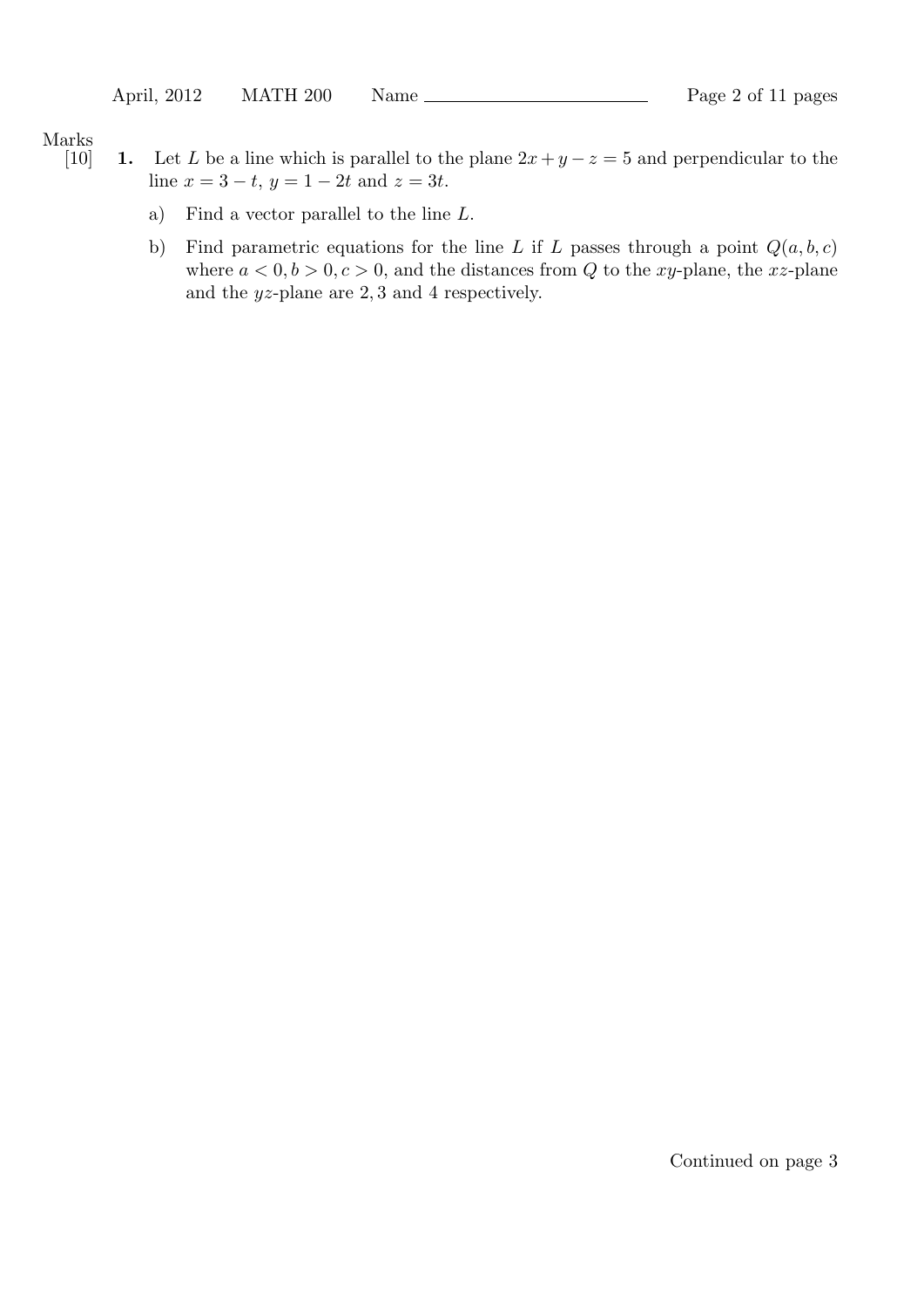Marks

[10] **1.** Let $L$ be a line which is parallel to the plane $2x + y - z = 5$ and perpendicular to the line $x = 3 - t$, $y = 1 - 2t$ and $z = 3t$.

a) Find a vector parallel to the line $L$.

b) Find parametric equations for the line $L$ if $L$ passes through a point $Q(a, b, c)$ where $a < 0, b > 0, c > 0$, and the distances from $Q$ to the $xy$-plane, the $xz$-plane and the $yz$-plane are $2, 3$ and $4$ respectively.

Continued on page 3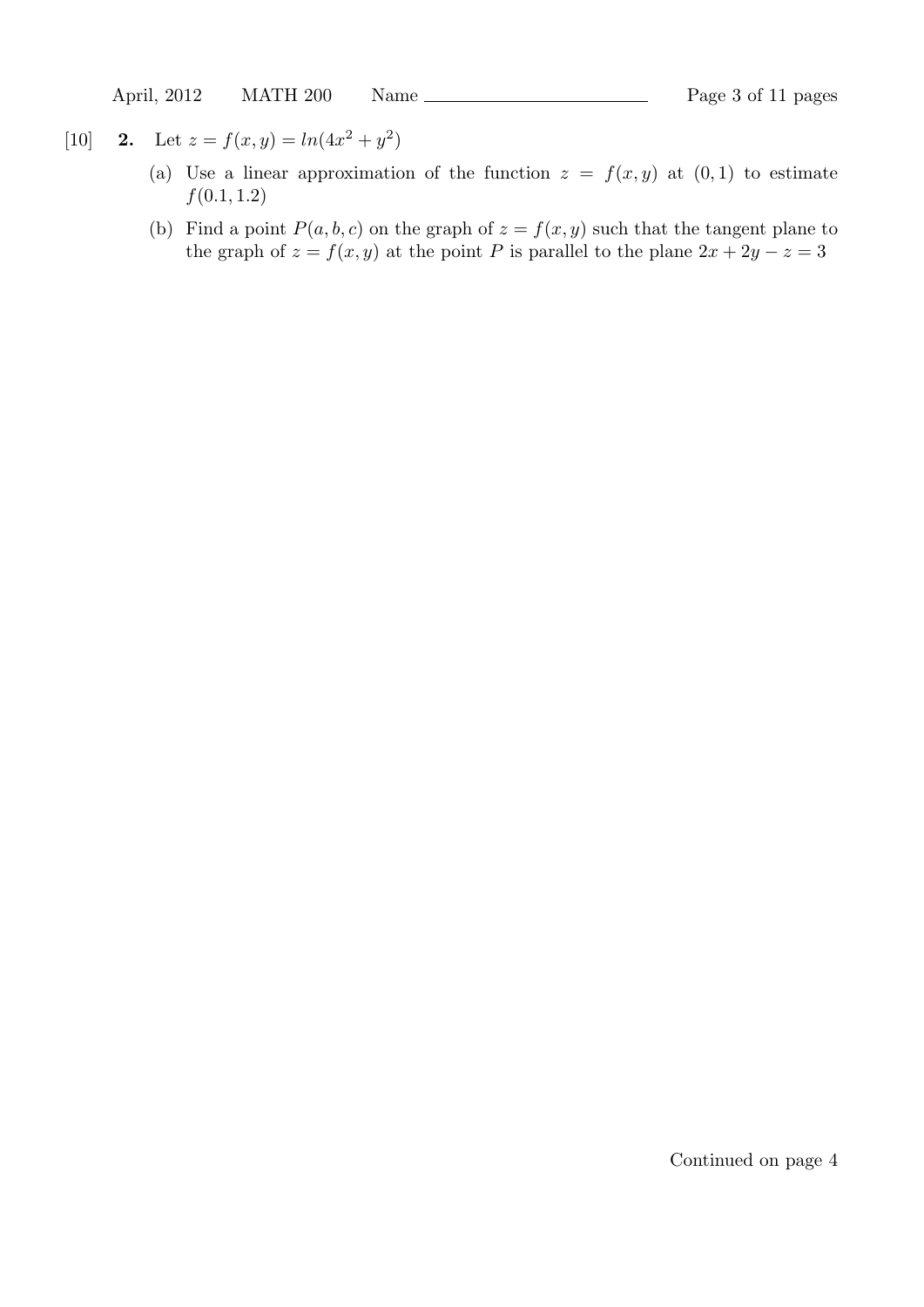[10] **2.** Let $z = f(x,y) = ln(4x^2 + y^2)$

(a) Use a linear approximation of the function $z = f(x,y)$ at $(0,1)$ to estimate $f(0.1, 1.2)$

(b) Find a point $P(a,b,c)$ on the graph of $z = f(x,y)$ such that the tangent plane to the graph of $z = f(x,y)$ at the point $P$ is parallel to the plane $2x + 2y - z = 3$

Continued on page 4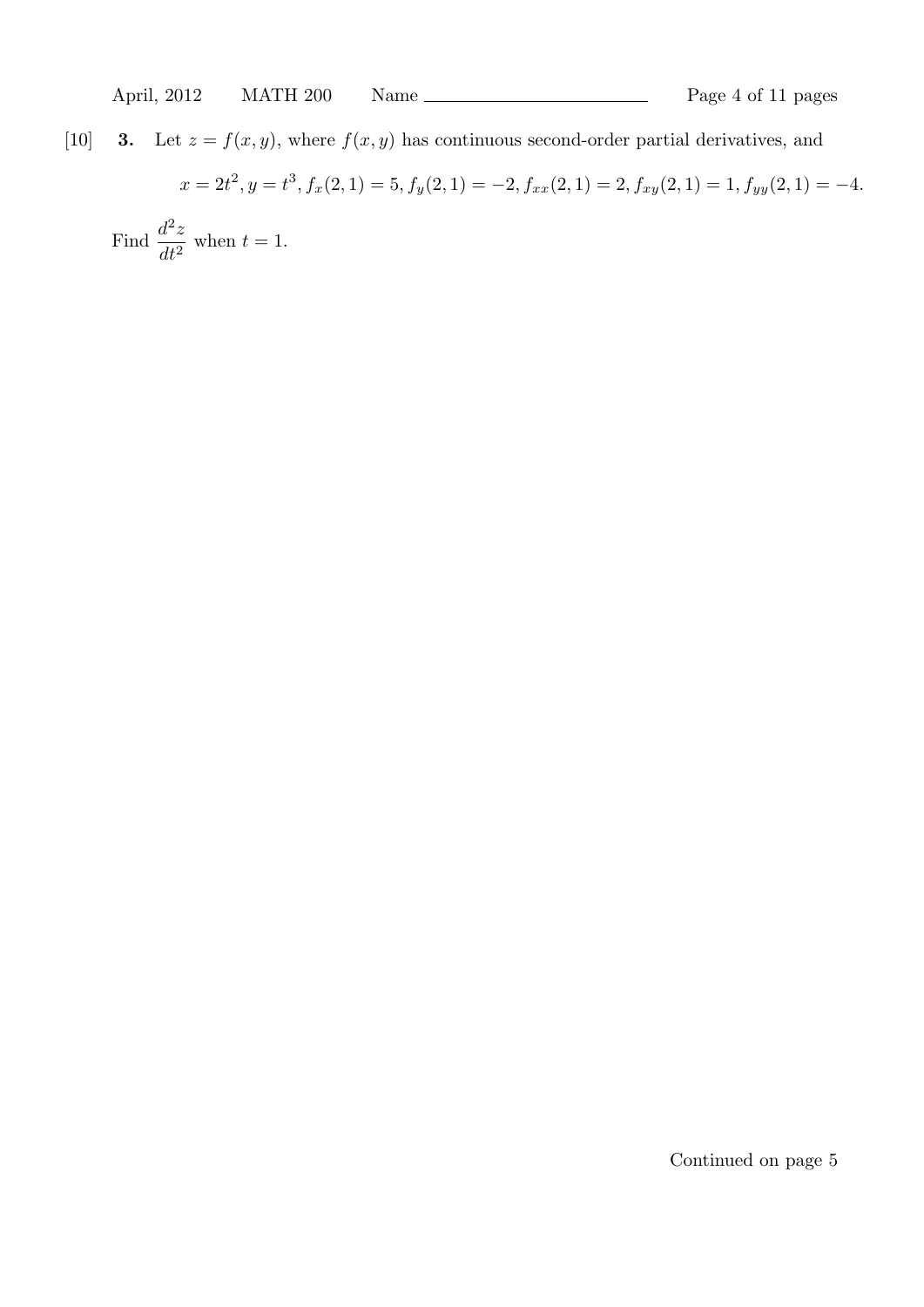[10] **3.** Let $z = f(x, y)$, where $f(x, y)$ has continuous second-order partial derivatives, and

$$x = 2t^2, y = t^3, f_x(2,1) = 5, f_y(2,1) = -2, f_{xx}(2,1) = 2, f_{xy}(2,1) = 1, f_{yy}(2,1) = -4.$$

Find $\dfrac{d^2z}{dt^2}$ when $t = 1$.

Continued on page 5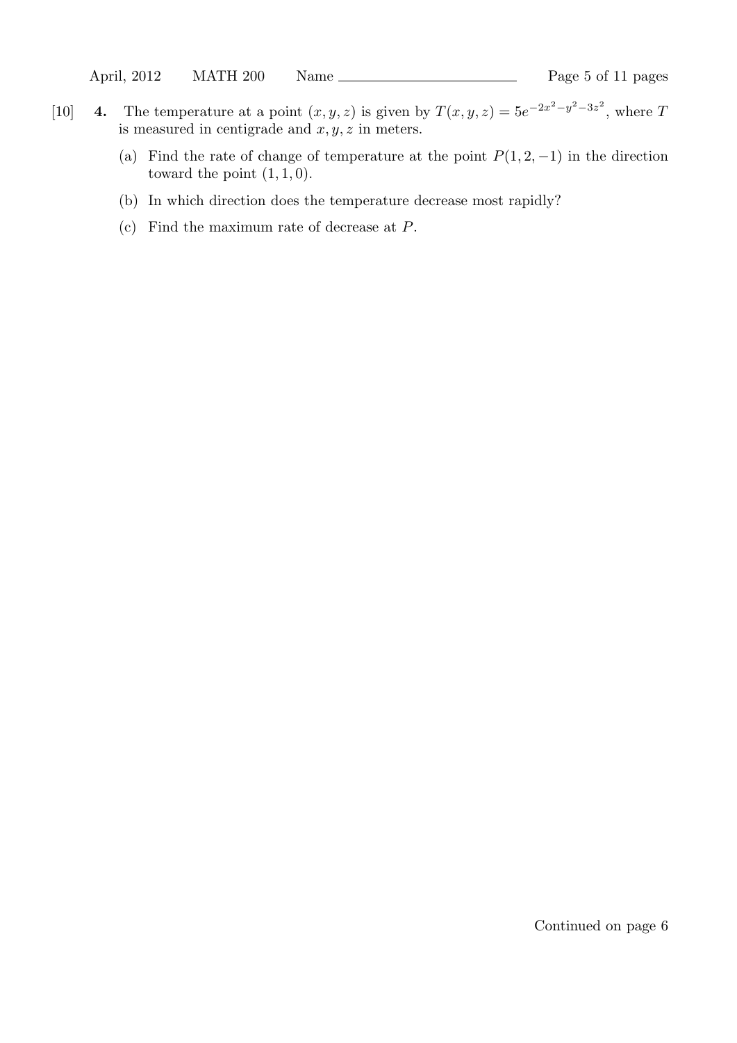[10] **4.** The temperature at a point $(x, y, z)$ is given by $T(x, y, z) = 5e^{-2x^2-y^2-3z^2}$, where $T$ is measured in centigrade and $x, y, z$ in meters.

(a) Find the rate of change of temperature at the point $P(1, 2, -1)$ in the direction toward the point $(1, 1, 0)$.

(b) In which direction does the temperature decrease most rapidly?

(c) Find the maximum rate of decrease at $P$.

Continued on page 6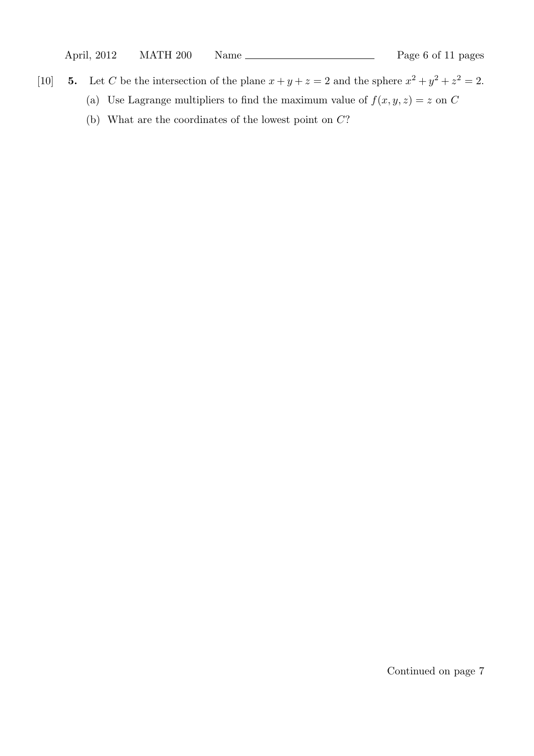[10] **5.** Let $C$ be the intersection of the plane $x + y + z = 2$ and the sphere $x^2 + y^2 + z^2 = 2$.

(a) Use Lagrange multipliers to find the maximum value of $f(x, y, z) = z$ on $C$

(b) What are the coordinates of the lowest point on $C$?

Continued on page 7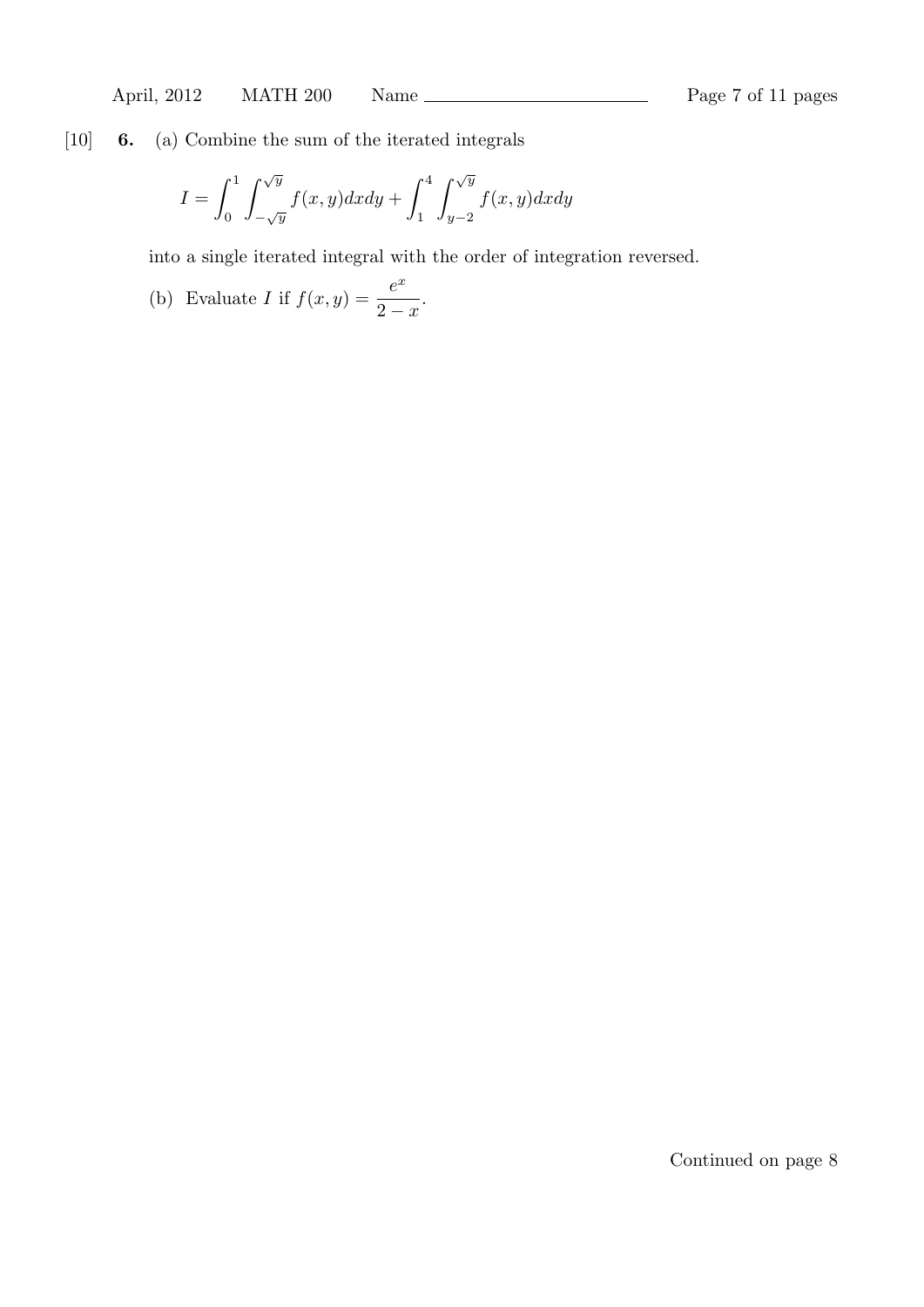[10] **6.** (a) Combine the sum of the iterated integrals

$$I = \int_0^1 \int_{-\sqrt{y}}^{\sqrt{y}} f(x,y)dxdy + \int_1^4 \int_{y-2}^{\sqrt{y}} f(x,y)dxdy$$

into a single iterated integral with the order of integration reversed.

(b) Evaluate $I$ if $f(x,y) = \dfrac{e^x}{2-x}$.

Continued on page 8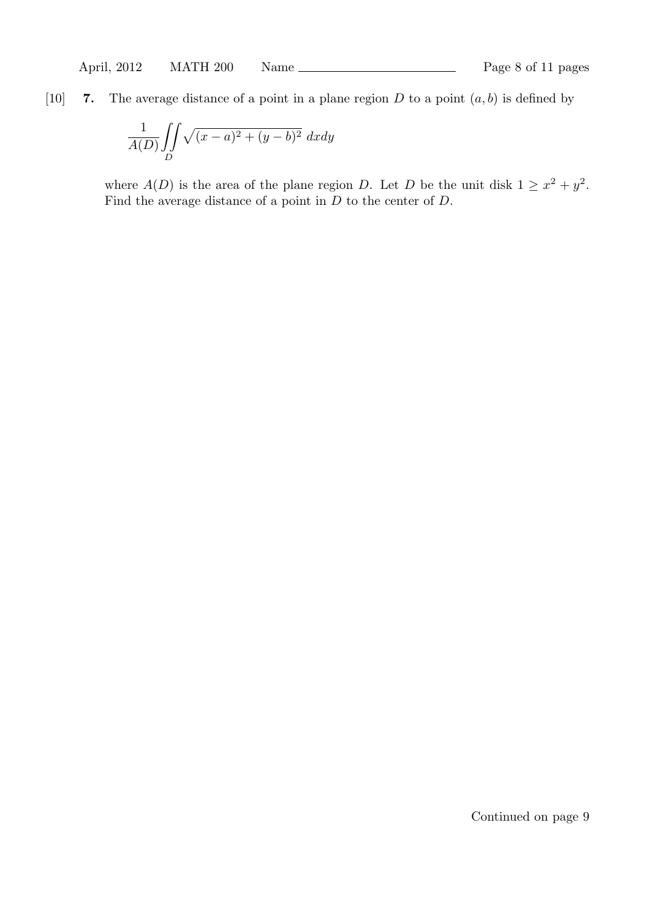[10] **7.** The average distance of a point in a plane region $D$ to a point $(a, b)$ is defined by

$$\frac{1}{A(D)} \iint_D \sqrt{(x-a)^2 + (y-b)^2}\ dxdy$$

where $A(D)$ is the area of the plane region $D$. Let $D$ be the unit disk $1 \geq x^2 + y^2$. Find the average distance of a point in $D$ to the center of $D$.

Continued on page 9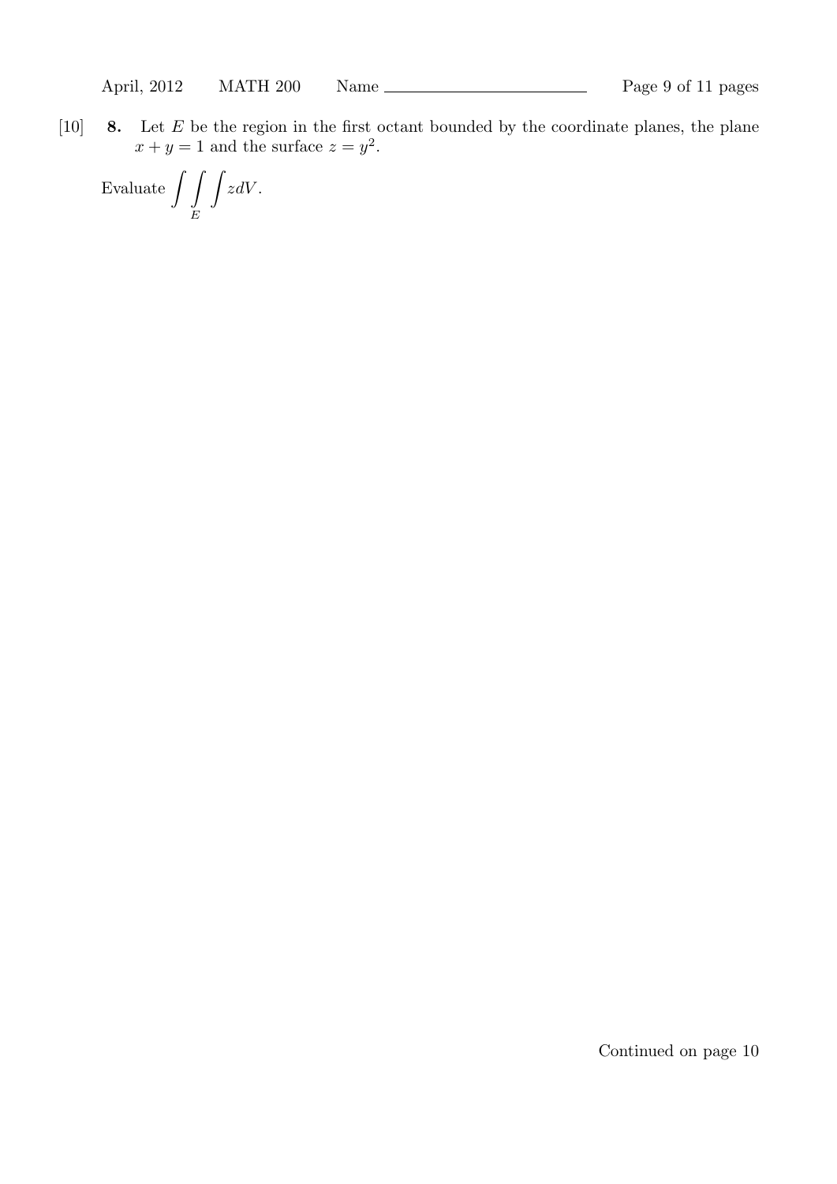[10] **8.** Let $E$ be the region in the first octant bounded by the coordinate planes, the plane $x + y = 1$ and the surface $z = y^2$.

Evaluate $\displaystyle\iiint_E z\,dV$.

Continued on page 10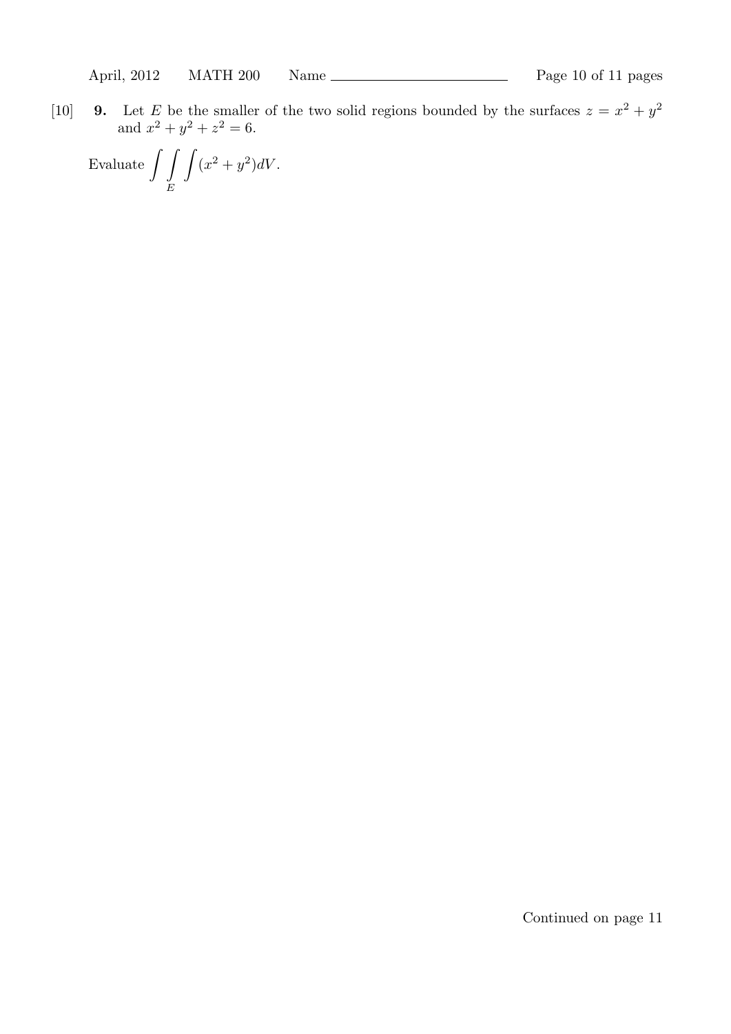[10] **9.** Let $E$ be the smaller of the two solid regions bounded by the surfaces $z = x^2 + y^2$ and $x^2 + y^2 + z^2 = 6$.

Evaluate $\displaystyle\iiint_E (x^2 + y^2)dV$.

Continued on page 11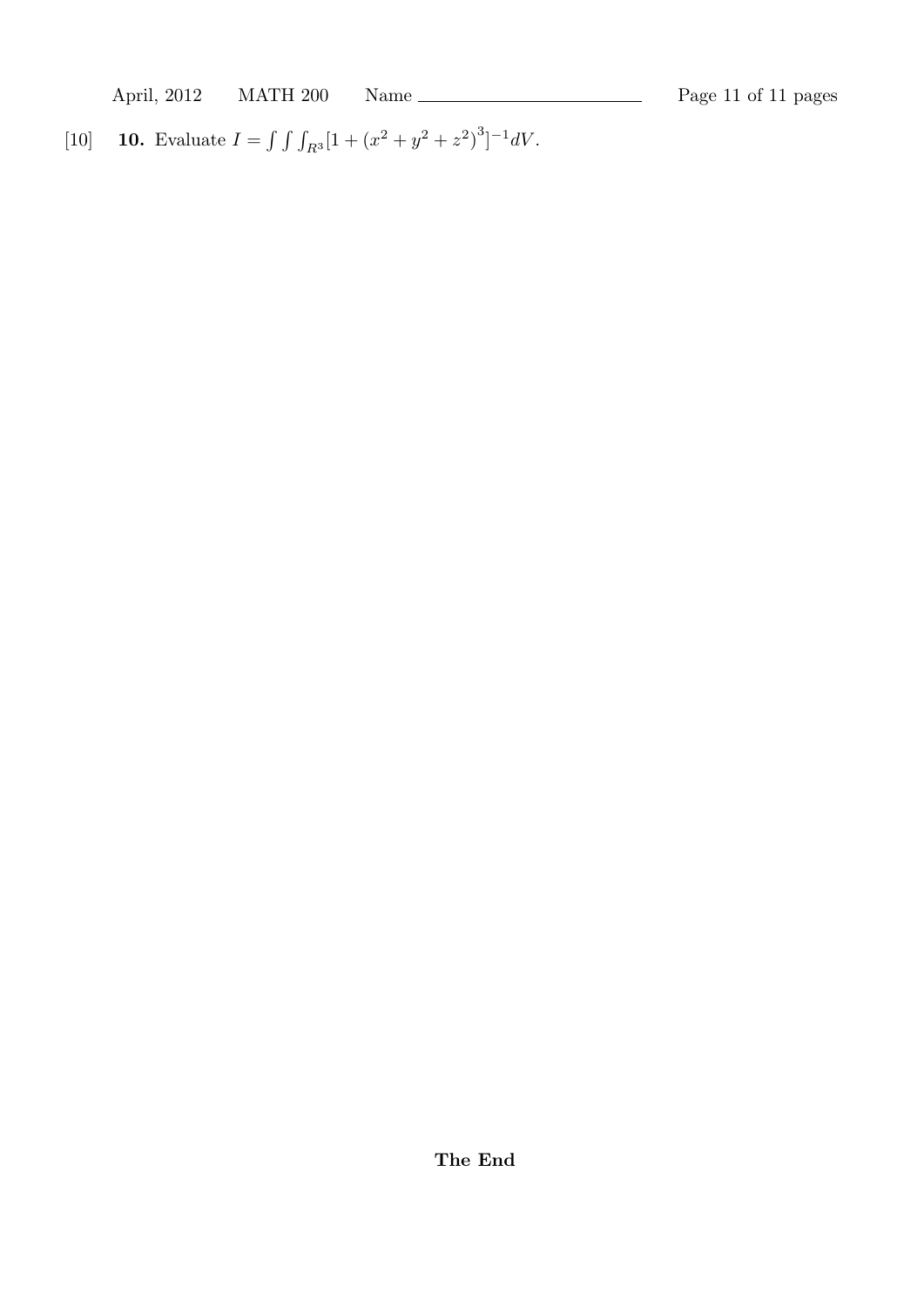[10] **10.** Evaluate $I = \int\int\int_{R^3} [1 + (x^2 + y^2 + z^2)^3]^{-1} dV$.

**The End**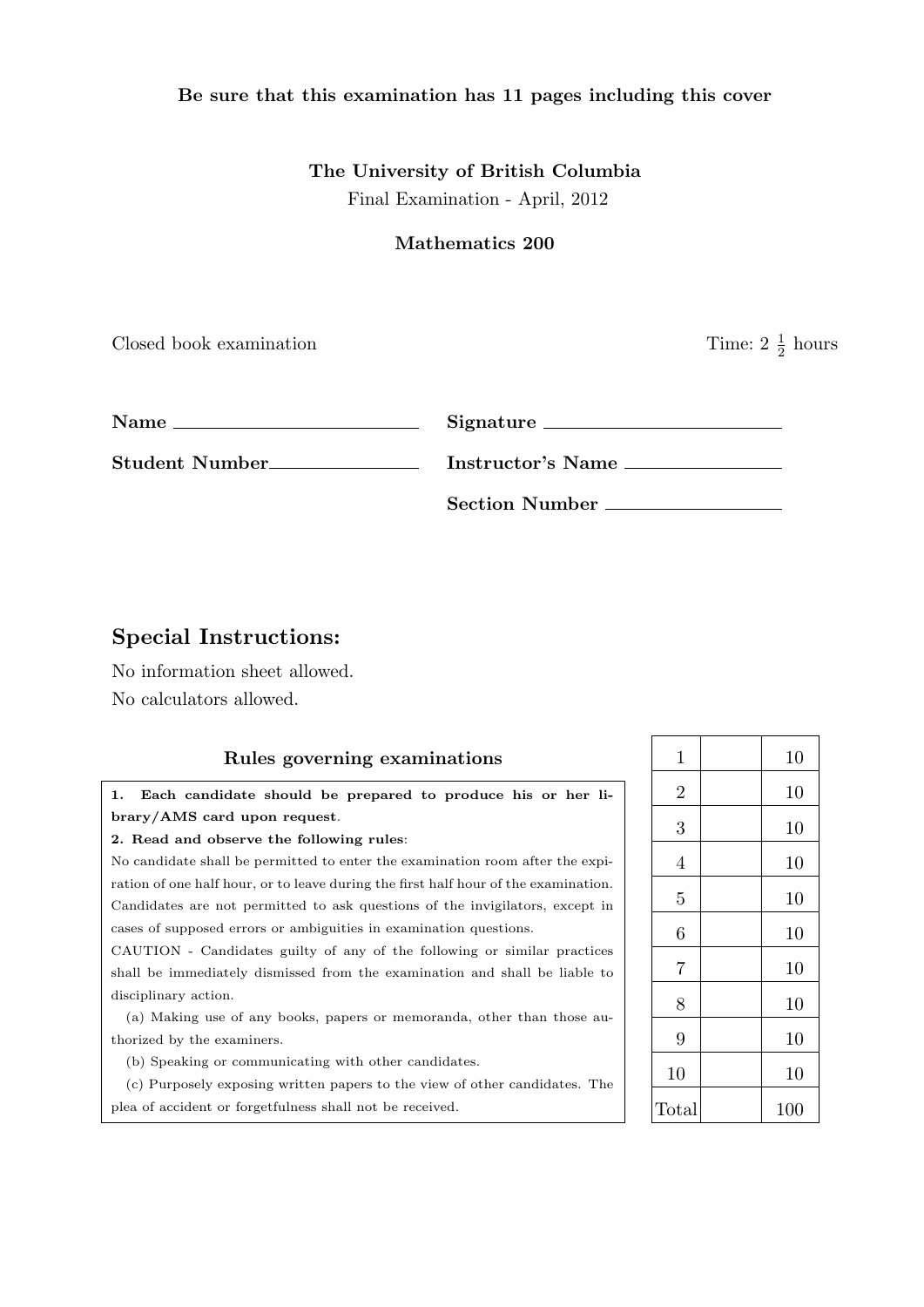**Be sure that this examination has 11 pages including this cover**

**The University of British Columbia**

Final Examination - April, 2012

**Mathematics 200**

Closed book examination

Time: 2 $\frac{1}{2}$ hours

**Name** ______________________

**Signature** ______________________

**Student Number** ______________________

**Instructor's Name** ______________________

**Section Number** ______________________

## Special Instructions:

No information sheet allowed.

No calculators allowed.

### Rules governing examinations

**1. Each candidate should be prepared to produce his or her library/AMS card upon request.**

**2. Read and observe the following rules:**

No candidate shall be permitted to enter the examination room after the expiration of one half hour, or to leave during the first half hour of the examination. Candidates are not permitted to ask questions of the invigilators, except in cases of supposed errors or ambiguities in examination questions.

CAUTION - Candidates guilty of any of the following or similar practices shall be immediately dismissed from the examination and shall be liable to disciplinary action.

(a) Making use of any books, papers or memoranda, other than those authorized by the examiners.

(b) Speaking or communicating with other candidates.

(c) Purposely exposing written papers to the view of other candidates. The plea of accident or forgetfulness shall not be received.

| | | |
|---|---|---|
| 1 | | 10 |
| 2 | | 10 |
| 3 | | 10 |
| 4 | | 10 |
| 5 | | 10 |
| 6 | | 10 |
| 7 | | 10 |
| 8 | | 10 |
| 9 | | 10 |
| 10 | | 10 |
| Total | | 100 |